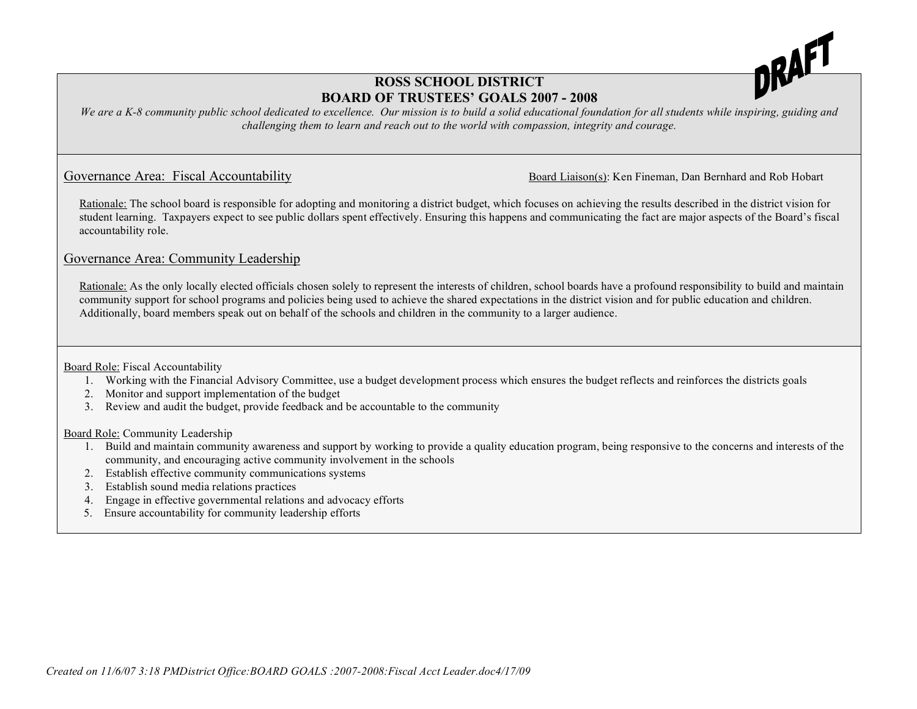DRAFT

# ROSS SCHOOL DISTRICT
# BOARD OF TRUSTEES' GOALS 2007 - 2008

*We are a K-8 community public school dedicated to excellence. Our mission is to build a solid educational foundation for all students while inspiring, guiding and challenging them to learn and reach out to the world with compassion, integrity and courage.*

## Governance Area: Fiscal Accountability

Board Liaison(s): Ken Fineman, Dan Bernhard and Rob Hobart

Rationale: The school board is responsible for adopting and monitoring a district budget, which focuses on achieving the results described in the district vision for student learning. Taxpayers expect to see public dollars spent effectively. Ensuring this happens and communicating the fact are major aspects of the Board's fiscal accountability role.

## Governance Area: Community Leadership

Rationale: As the only locally elected officials chosen solely to represent the interests of children, school boards have a profound responsibility to build and maintain community support for school programs and policies being used to achieve the shared expectations in the district vision and for public education and children. Additionally, board members speak out on behalf of the schools and children in the community to a larger audience.

Board Role: Fiscal Accountability

1. Working with the Financial Advisory Committee, use a budget development process which ensures the budget reflects and reinforces the districts goals
2. Monitor and support implementation of the budget
3. Review and audit the budget, provide feedback and be accountable to the community

Board Role: Community Leadership

1. Build and maintain community awareness and support by working to provide a quality education program, being responsive to the concerns and interests of the community, and encouraging active community involvement in the schools
2. Establish effective community communications systems
3. Establish sound media relations practices
4. Engage in effective governmental relations and advocacy efforts
5. Ensure accountability for community leadership efforts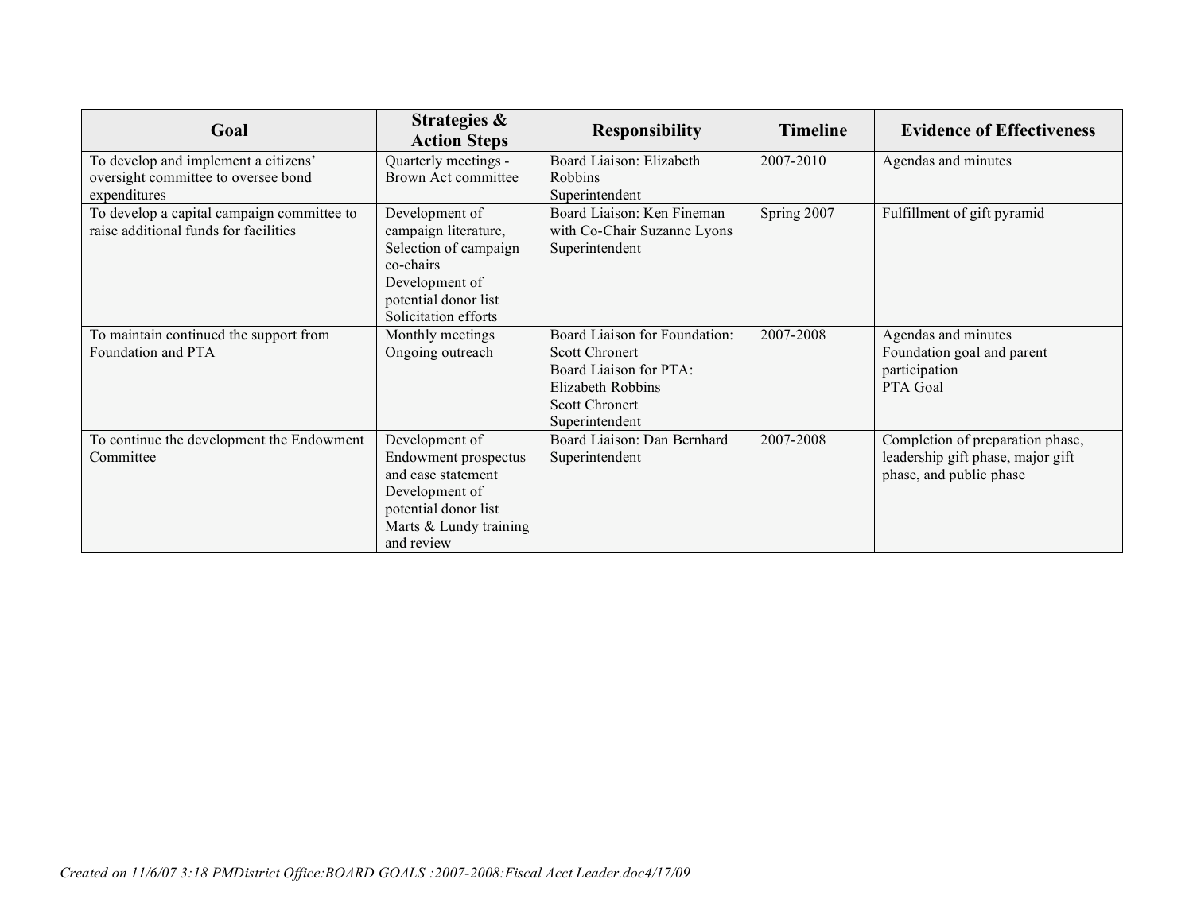| Goal | Strategies & Action Steps | Responsibility | Timeline | Evidence of Effectiveness |
|---|---|---|---|---|
| To develop and implement a citizens' oversight committee to oversee bond expenditures | Quarterly meetings - Brown Act committee | Board Liaison: Elizabeth Robbins<br>Superintendent | 2007-2010 | Agendas and minutes |
| To develop a capital campaign committee to raise additional funds for facilities | Development of campaign literature,<br>Selection of campaign co-chairs<br>Development of potential donor list<br>Solicitation efforts | Board Liaison: Ken Fineman with Co-Chair Suzanne Lyons<br>Superintendent | Spring 2007 | Fulfillment of gift pyramid |
| To maintain continued the support from Foundation and PTA | Monthly meetings<br>Ongoing outreach | Board Liaison for Foundation: Scott Chronert<br>Board Liaison for PTA: Elizabeth Robbins<br>Scott Chronert<br>Superintendent | 2007-2008 | Agendas and minutes<br>Foundation goal and parent participation<br>PTA Goal |
| To continue the development the Endowment Committee | Development of Endowment prospectus and case statement<br>Development of potential donor list<br>Marts & Lundy training and review | Board Liaison: Dan Bernhard<br>Superintendent | 2007-2008 | Completion of preparation phase, leadership gift phase, major gift phase, and public phase |

*Created on 11/6/07 3:18 PMDistrict Office:BOARD GOALS :2007-2008:Fiscal Acct Leader.doc4/17/09*